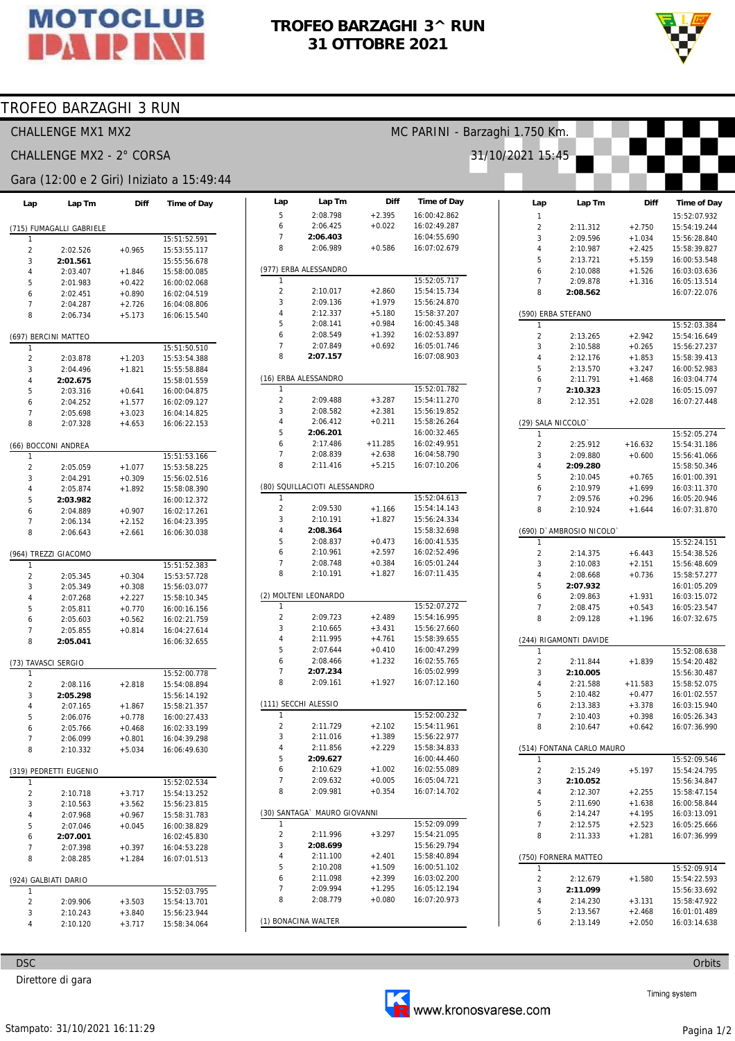# MOTOCLUB PARINI

## TROFEO BARZAGHI 3^ RUN
## 31 OTTOBRE 2021

TROFEO BARZAGHI 3 RUN

CHALLENGE MX1 MX2 — MC PARINI - Barzaghi 1.750 Km.

CHALLENGE MX2 - 2° CORSA — 31/10/2021 15:45

Gara (12:00 e 2 Giri) Iniziato a 15:49:44

### (715) FUMAGALLI GABRIELE

| Lap | Lap Tm | Diff | Time of Day |
|---|---|---|---|
| 1 | | | 15:51:52.591 |
| 2 | 2:02.526 | +0.965 | 15:53:55.117 |
| 3 | **2:01.561** | | 15:55:56.678 |
| 4 | 2:03.407 | +1.846 | 15:58:00.085 |
| 5 | 2:01.983 | +0.422 | 16:00:02.068 |
| 6 | 2:02.451 | +0.890 | 16:02:04.519 |
| 7 | 2:04.287 | +2.726 | 16:04:08.806 |
| 8 | 2:06.734 | +5.173 | 16:06:15.540 |

### (697) BERCINI MATTEO

| Lap | Lap Tm | Diff | Time of Day |
|---|---|---|---|
| 1 | | | 15:51:50.510 |
| 2 | 2:03.878 | +1.203 | 15:53:54.388 |
| 3 | 2:04.496 | +1.821 | 15:55:58.884 |
| 4 | **2:02.675** | | 15:58:01.559 |
| 5 | 2:03.316 | +0.641 | 16:00:04.875 |
| 6 | 2:04.252 | +1.577 | 16:02:09.127 |
| 7 | 2:05.698 | +3.023 | 16:04:14.825 |
| 8 | 2:07.328 | +4.653 | 16:06:22.153 |

### (66) BOCCONI ANDREA

| Lap | Lap Tm | Diff | Time of Day |
|---|---|---|---|
| 1 | | | 15:51:53.166 |
| 2 | 2:05.059 | +1.077 | 15:53:58.225 |
| 3 | 2:04.291 | +0.309 | 15:56:02.516 |
| 4 | 2:05.874 | +1.892 | 15:58:08.390 |
| 5 | **2:03.982** | | 16:00:12.372 |
| 6 | 2:04.889 | +0.907 | 16:02:17.261 |
| 7 | 2:06.134 | +2.152 | 16:04:23.395 |
| 8 | 2:06.643 | +2.661 | 16:06:30.038 |

### (964) TREZZI GIACOMO

| Lap | Lap Tm | Diff | Time of Day |
|---|---|---|---|
| 1 | | | 15:51:52.383 |
| 2 | 2:05.345 | +0.304 | 15:53:57.728 |
| 3 | 2:05.349 | +0.308 | 15:56:03.077 |
| 4 | 2:07.268 | +2.227 | 15:58:10.345 |
| 5 | 2:05.811 | +0.770 | 16:00:16.156 |
| 6 | 2:05.603 | +0.562 | 16:02:21.759 |
| 7 | 2:05.855 | +0.814 | 16:04:27.614 |
| 8 | **2:05.041** | | 16:06:32.655 |

### (73) TAVASCI SERGIO

| Lap | Lap Tm | Diff | Time of Day |
|---|---|---|---|
| 1 | | | 15:52:00.778 |
| 2 | 2:08.116 | +2.818 | 15:54:08.894 |
| 3 | **2:05.298** | | 15:56:14.192 |
| 4 | 2:07.165 | +1.867 | 15:58:21.357 |
| 5 | 2:06.076 | +0.778 | 16:00:27.433 |
| 6 | 2:05.766 | +0.468 | 16:02:33.199 |
| 7 | 2:06.099 | +0.801 | 16:04:39.298 |
| 8 | 2:10.332 | +5.034 | 16:06:49.630 |

### (319) PEDRETTI EUGENIO

| Lap | Lap Tm | Diff | Time of Day |
|---|---|---|---|
| 1 | | | 15:52:02.534 |
| 2 | 2:10.718 | +3.717 | 15:54:13.252 |
| 3 | 2:10.563 | +3.562 | 15:56:23.815 |
| 4 | 2:07.968 | +0.967 | 15:58:31.783 |
| 5 | 2:07.046 | +0.045 | 16:00:38.829 |
| 6 | **2:07.001** | | 16:02:45.830 |
| 7 | 2:07.398 | +0.397 | 16:04:53.228 |
| 8 | 2:08.285 | +1.284 | 16:07:01.513 |

### (924) GALBIATI DARIO

| Lap | Lap Tm | Diff | Time of Day |
|---|---|---|---|
| 1 | | | 15:52:03.795 |
| 2 | 2:09.906 | +3.503 | 15:54:13.701 |
| 3 | 2:10.243 | +3.840 | 15:56:23.944 |
| 4 | 2:10.120 | +3.717 | 15:58:34.064 |
| 5 | 2:08.798 | +2.395 | 16:00:42.862 |
| 6 | 2:06.425 | +0.022 | 16:02:49.287 |
| 7 | **2:06.403** | | 16:04:55.690 |
| 8 | 2:06.989 | +0.586 | 16:07:02.679 |

### (977) ERBA ALESSANDRO

| Lap | Lap Tm | Diff | Time of Day |
|---|---|---|---|
| 1 | | | 15:52:05.717 |
| 2 | 2:10.017 | +2.860 | 15:54:15.734 |
| 3 | 2:09.136 | +1.979 | 15:56:24.870 |
| 4 | 2:12.337 | +5.180 | 15:58:37.207 |
| 5 | 2:08.141 | +0.984 | 16:00:45.348 |
| 6 | 2:08.549 | +1.392 | 16:02:53.897 |
| 7 | 2:07.849 | +0.692 | 16:05:01.746 |
| 8 | **2:07.157** | | 16:07:08.903 |

### (16) ERBA ALESSANDRO

| Lap | Lap Tm | Diff | Time of Day |
|---|---|---|---|
| 1 | | | 15:52:01.782 |
| 2 | 2:09.488 | +3.287 | 15:54:11.270 |
| 3 | 2:08.582 | +2.381 | 15:56:19.852 |
| 4 | 2:06.412 | +0.211 | 15:58:26.264 |
| 5 | **2:06.201** | | 16:00:32.465 |
| 6 | 2:17.486 | +11.285 | 16:02:49.951 |
| 7 | 2:08.839 | +2.638 | 16:04:58.790 |
| 8 | 2:11.416 | +5.215 | 16:07:10.206 |

### (80) SQUILLACIOTI ALESSANDRO

| Lap | Lap Tm | Diff | Time of Day |
|---|---|---|---|
| 1 | | | 15:52:04.613 |
| 2 | 2:09.530 | +1.166 | 15:54:14.143 |
| 3 | 2:10.191 | +1.827 | 15:56:24.334 |
| 4 | **2:08.364** | | 15:58:32.698 |
| 5 | 2:08.837 | +0.473 | 16:00:41.535 |
| 6 | 2:10.961 | +2.597 | 16:02:52.496 |
| 7 | 2:08.748 | +0.384 | 16:05:01.244 |
| 8 | 2:10.191 | +1.827 | 16:07:11.435 |

### (2) MOLTENI LEONARDO

| Lap | Lap Tm | Diff | Time of Day |
|---|---|---|---|
| 1 | | | 15:52:07.272 |
| 2 | 2:09.723 | +2.489 | 15:54:16.995 |
| 3 | 2:10.665 | +3.431 | 15:56:27.660 |
| 4 | 2:11.995 | +4.761 | 15:58:39.655 |
| 5 | 2:07.644 | +0.410 | 16:00:47.299 |
| 6 | 2:08.466 | +1.232 | 16:02:55.765 |
| 7 | **2:07.234** | | 16:05:02.999 |
| 8 | 2:09.161 | +1.927 | 16:07:12.160 |

### (111) SECCHI ALESSIO

| Lap | Lap Tm | Diff | Time of Day |
|---|---|---|---|
| 1 | | | 15:52:00.232 |
| 2 | 2:11.729 | +2.102 | 15:54:11.961 |
| 3 | 2:11.016 | +1.389 | 15:56:22.977 |
| 4 | 2:11.856 | +2.229 | 15:58:34.833 |
| 5 | **2:09.627** | | 16:00:44.460 |
| 6 | 2:10.629 | +1.002 | 16:02:55.089 |
| 7 | 2:09.632 | +0.005 | 16:05:04.721 |
| 8 | 2:09.981 | +0.354 | 16:07:14.702 |

### (30) SANTAGA` MAURO GIOVANNI

| Lap | Lap Tm | Diff | Time of Day |
|---|---|---|---|
| 1 | | | 15:52:09.099 |
| 2 | 2:11.996 | +3.297 | 15:54:21.095 |
| 3 | **2:08.699** | | 15:56:29.794 |
| 4 | 2:11.100 | +2.401 | 15:58:40.894 |
| 5 | 2:10.208 | +1.509 | 16:00:51.102 |
| 6 | 2:11.098 | +2.399 | 16:03:02.200 |
| 7 | 2:09.994 | +1.295 | 16:05:12.194 |
| 8 | 2:08.779 | +0.080 | 16:07:20.973 |

### (1) BONACINA WALTER

| Lap | Lap Tm | Diff | Time of Day |
|---|---|---|---|
| 1 | | | 15:52:07.932 |
| 2 | 2:11.312 | +2.750 | 15:54:19.244 |
| 3 | 2:09.596 | +1.034 | 15:56:28.840 |
| 4 | 2:10.987 | +2.425 | 15:58:39.827 |
| 5 | 2:13.721 | +5.159 | 16:00:53.548 |
| 6 | 2:10.088 | +1.526 | 16:03:03.636 |
| 7 | 2:09.878 | +1.316 | 16:05:13.514 |
| 8 | **2:08.562** | | 16:07:22.076 |

### (590) ERBA STEFANO

| Lap | Lap Tm | Diff | Time of Day |
|---|---|---|---|
| 1 | | | 15:52:03.384 |
| 2 | 2:13.265 | +2.942 | 15:54:16.649 |
| 3 | 2:10.588 | +0.265 | 15:56:27.237 |
| 4 | 2:12.176 | +1.853 | 15:58:39.413 |
| 5 | 2:13.570 | +3.247 | 16:00:52.983 |
| 6 | 2:11.791 | +1.468 | 16:03:04.774 |
| 7 | **2:10.323** | | 16:05:15.097 |
| 8 | 2:12.351 | +2.028 | 16:07:27.448 |

### (29) SALA NICCOLO`

| Lap | Lap Tm | Diff | Time of Day |
|---|---|---|---|
| 1 | | | 15:52:05.274 |
| 2 | 2:25.912 | +16.632 | 15:54:31.186 |
| 3 | 2:09.880 | +0.600 | 15:56:41.066 |
| 4 | **2:09.280** | | 15:58:50.346 |
| 5 | 2:10.045 | +0.765 | 16:01:00.391 |
| 6 | 2:10.979 | +1.699 | 16:03:11.370 |
| 7 | 2:09.576 | +0.296 | 16:05:20.946 |
| 8 | 2:10.924 | +1.644 | 16:07:31.870 |

### (690) D`AMBROSIO NICOLO`

| Lap | Lap Tm | Diff | Time of Day |
|---|---|---|---|
| 1 | | | 15:52:24.151 |
| 2 | 2:14.375 | +6.443 | 15:54:38.526 |
| 3 | 2:10.083 | +2.151 | 15:56:48.609 |
| 4 | 2:08.668 | +0.736 | 15:58:57.277 |
| 5 | **2:07.932** | | 16:01:05.209 |
| 6 | 2:09.863 | +1.931 | 16:03:15.072 |
| 7 | 2:08.475 | +0.543 | 16:05:23.547 |
| 8 | 2:09.128 | +1.196 | 16:07:32.675 |

### (244) RIGAMONTI DAVIDE

| Lap | Lap Tm | Diff | Time of Day |
|---|---|---|---|
| 1 | | | 15:52:08.638 |
| 2 | 2:11.844 | +1.839 | 15:54:20.482 |
| 3 | **2:10.005** | | 15:56:30.487 |
| 4 | 2:21.588 | +11.583 | 15:58:52.075 |
| 5 | 2:10.482 | +0.477 | 16:01:02.557 |
| 6 | 2:13.383 | +3.378 | 16:03:15.940 |
| 7 | 2:10.403 | +0.398 | 16:05:26.343 |
| 8 | 2:10.647 | +0.642 | 16:07:36.990 |

### (514) FONTANA CARLO MAURO

| Lap | Lap Tm | Diff | Time of Day |
|---|---|---|---|
| 1 | | | 15:52:09.546 |
| 2 | 2:15.249 | +5.197 | 15:54:24.795 |
| 3 | **2:10.052** | | 15:56:34.847 |
| 4 | 2:12.307 | +2.255 | 15:58:47.154 |
| 5 | 2:11.690 | +1.638 | 16:00:58.844 |
| 6 | 2:14.247 | +4.195 | 16:03:13.091 |
| 7 | 2:12.575 | +2.523 | 16:05:25.666 |
| 8 | 2:11.333 | +1.281 | 16:07:36.999 |

### (750) FORNERA MATTEO

| Lap | Lap Tm | Diff | Time of Day |
|---|---|---|---|
| 1 | | | 15:52:09.914 |
| 2 | 2:12.679 | +1.580 | 15:54:22.593 |
| 3 | **2:11.099** | | 15:56:33.692 |
| 4 | 2:14.230 | +3.131 | 15:58:47.922 |
| 5 | 2:13.567 | +2.468 | 16:01:01.489 |
| 6 | 2:13.149 | +2.050 | 16:03:14.638 |

DSC — Orbits

Direttore di gara

www.kronosvarese.com — Timing system

Stampato: 31/10/2021 16:11:29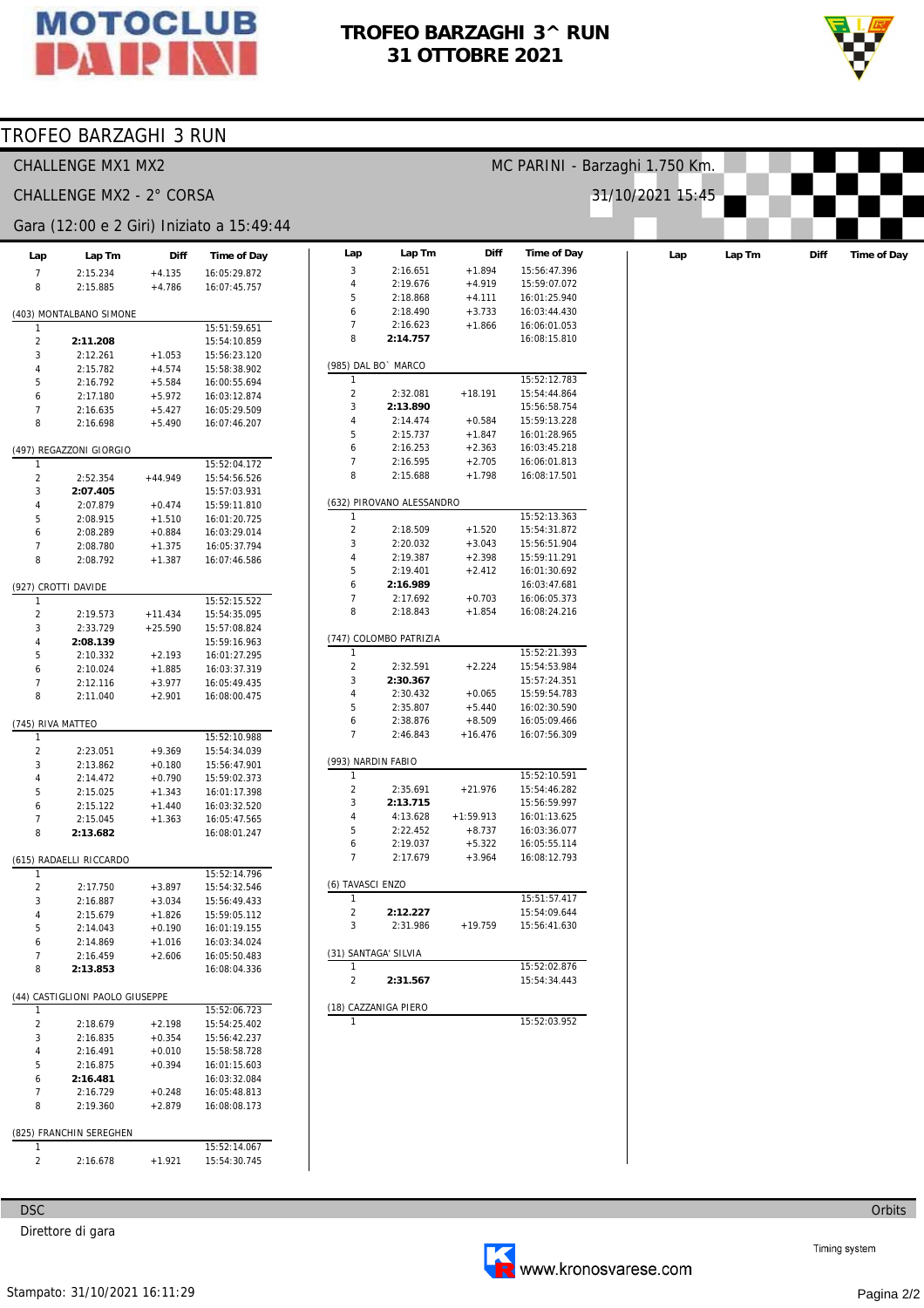# TROFEO BARZAGHI 3^ RUN
# 31 OTTOBRE 2021

## TROFEO BARZAGHI 3 RUN

CHALLENGE MX1 MX2 — MC PARINI - Barzaghi 1.750 Km.

CHALLENGE MX2 - 2° CORSA — 31/10/2021 15:45

Gara (12:00 e 2 Giri) Iniziato a 15:49:44

| Lap | Lap Tm | Diff | Time of Day |
|---|---|---|---|
| 7 | 2:15.234 | +4.135 | 16:05:29.872 |
| 8 | 2:15.885 | +4.786 | 16:07:45.757 |

(403) MONTALBANO SIMONE

| Lap | Lap Tm | Diff | Time of Day |
|---|---|---|---|
| 1 | | | 15:51:59.651 |
| 2 | **2:11.208** | | 15:54:10.859 |
| 3 | 2:12.261 | +1.053 | 15:56:23.120 |
| 4 | 2:15.782 | +4.574 | 15:58:38.902 |
| 5 | 2:16.792 | +5.584 | 16:00:55.694 |
| 6 | 2:17.180 | +5.972 | 16:03:12.874 |
| 7 | 2:16.635 | +5.427 | 16:05:29.509 |
| 8 | 2:16.698 | +5.490 | 16:07:46.207 |

(497) REGAZZONI GIORGIO

| Lap | Lap Tm | Diff | Time of Day |
|---|---|---|---|
| 1 | | | 15:52:04.172 |
| 2 | 2:52.354 | +44.949 | 15:54:56.526 |
| 3 | **2:07.405** | | 15:57:03.931 |
| 4 | 2:07.879 | +0.474 | 15:59:11.810 |
| 5 | 2:08.915 | +1.510 | 16:01:20.725 |
| 6 | 2:08.289 | +0.884 | 16:03:29.014 |
| 7 | 2:08.780 | +1.375 | 16:05:37.794 |
| 8 | 2:08.792 | +1.387 | 16:07:46.586 |

(927) CROTTI DAVIDE

| Lap | Lap Tm | Diff | Time of Day |
|---|---|---|---|
| 1 | | | 15:52:15.522 |
| 2 | 2:19.573 | +11.434 | 15:54:35.095 |
| 3 | 2:33.729 | +25.590 | 15:57:08.824 |
| 4 | **2:08.139** | | 15:59:16.963 |
| 5 | 2:10.332 | +2.193 | 16:01:27.295 |
| 6 | 2:10.024 | +1.885 | 16:03:37.319 |
| 7 | 2:12.116 | +3.977 | 16:05:49.435 |
| 8 | 2:11.040 | +2.901 | 16:08:00.475 |

(745) RIVA MATTEO

| Lap | Lap Tm | Diff | Time of Day |
|---|---|---|---|
| 1 | | | 15:52:10.988 |
| 2 | 2:23.051 | +9.369 | 15:54:34.039 |
| 3 | 2:13.862 | +0.180 | 15:56:47.901 |
| 4 | 2:14.472 | +0.790 | 15:59:02.373 |
| 5 | 2:15.025 | +1.343 | 16:01:17.398 |
| 6 | 2:15.122 | +1.440 | 16:03:32.520 |
| 7 | 2:15.045 | +1.363 | 16:05:47.565 |
| 8 | **2:13.682** | | 16:08:01.247 |

(615) RADAELLI RICCARDO

| Lap | Lap Tm | Diff | Time of Day |
|---|---|---|---|
| 1 | | | 15:52:14.796 |
| 2 | 2:17.750 | +3.897 | 15:54:32.546 |
| 3 | 2:16.887 | +3.034 | 15:56:49.433 |
| 4 | 2:15.679 | +1.826 | 15:59:05.112 |
| 5 | 2:14.043 | +0.190 | 16:01:19.155 |
| 6 | 2:14.869 | +1.016 | 16:03:34.024 |
| 7 | 2:16.459 | +2.606 | 16:05:50.483 |
| 8 | **2:13.853** | | 16:08:04.336 |

(44) CASTIGLIONI PAOLO GIUSEPPE

| Lap | Lap Tm | Diff | Time of Day |
|---|---|---|---|
| 1 | | | 15:52:06.723 |
| 2 | 2:18.679 | +2.198 | 15:54:25.402 |
| 3 | 2:16.835 | +0.354 | 15:56:42.237 |
| 4 | 2:16.491 | +0.010 | 15:58:58.728 |
| 5 | 2:16.875 | +0.394 | 16:01:15.603 |
| 6 | **2:16.481** | | 16:03:32.084 |
| 7 | 2:16.729 | +0.248 | 16:05:48.813 |
| 8 | 2:19.360 | +2.879 | 16:08:08.173 |

(825) FRANCHIN SEREGHEN

| Lap | Lap Tm | Diff | Time of Day |
|---|---|---|---|
| 1 | | | 15:52:14.067 |
| 2 | 2:16.678 | +1.921 | 15:54:30.745 |
| 3 | 2:16.651 | +1.894 | 15:56:47.396 |
| 4 | 2:19.676 | +4.919 | 15:59:07.072 |
| 5 | 2:18.868 | +4.111 | 16:01:25.940 |
| 6 | 2:18.490 | +3.733 | 16:03:44.430 |
| 7 | 2:16.623 | +1.866 | 16:06:01.053 |
| 8 | **2:14.757** | | 16:08:15.810 |

(985) DAL BO` MARCO

| Lap | Lap Tm | Diff | Time of Day |
|---|---|---|---|
| 1 | | | 15:52:12.783 |
| 2 | 2:32.081 | +18.191 | 15:54:44.864 |
| 3 | **2:13.890** | | 15:56:58.754 |
| 4 | 2:14.474 | +0.584 | 15:59:13.228 |
| 5 | 2:15.737 | +1.847 | 16:01:28.965 |
| 6 | 2:16.253 | +2.363 | 16:03:45.218 |
| 7 | 2:16.595 | +2.705 | 16:06:01.813 |
| 8 | 2:15.688 | +1.798 | 16:08:17.501 |

(632) PIROVANO ALESSANDRO

| Lap | Lap Tm | Diff | Time of Day |
|---|---|---|---|
| 1 | | | 15:52:13.363 |
| 2 | 2:18.509 | +1.520 | 15:54:31.872 |
| 3 | 2:20.032 | +3.043 | 15:56:51.904 |
| 4 | 2:19.387 | +2.398 | 15:59:11.291 |
| 5 | 2:19.401 | +2.412 | 16:01:30.692 |
| 6 | **2:16.989** | | 16:03:47.681 |
| 7 | 2:17.692 | +0.703 | 16:06:05.373 |
| 8 | 2:18.843 | +1.854 | 16:08:24.216 |

(747) COLOMBO PATRIZIA

| Lap | Lap Tm | Diff | Time of Day |
|---|---|---|---|
| 1 | | | 15:52:21.393 |
| 2 | 2:32.591 | +2.224 | 15:54:53.984 |
| 3 | **2:30.367** | | 15:57:24.351 |
| 4 | 2:30.432 | +0.065 | 15:59:54.783 |
| 5 | 2:35.807 | +5.440 | 16:02:30.590 |
| 6 | 2:38.876 | +8.509 | 16:05:09.466 |
| 7 | 2:46.843 | +16.476 | 16:07:56.309 |

(993) NARDIN FABIO

| Lap | Lap Tm | Diff | Time of Day |
|---|---|---|---|
| 1 | | | 15:52:10.591 |
| 2 | 2:35.691 | +21.976 | 15:54:46.282 |
| 3 | **2:13.715** | | 15:56:59.997 |
| 4 | 4:13.628 | +1:59.913 | 16:01:13.625 |
| 5 | 2:22.452 | +8.737 | 16:03:36.077 |
| 6 | 2:19.037 | +5.322 | 16:05:55.114 |
| 7 | 2:17.679 | +3.964 | 16:08:12.793 |

(6) TAVASCI ENZO

| Lap | Lap Tm | Diff | Time of Day |
|---|---|---|---|
| 1 | | | 15:51:57.417 |
| 2 | **2:12.227** | | 15:54:09.644 |
| 3 | 2:31.986 | +19.759 | 15:56:41.630 |

(31) SANTAGA' SILVIA

| Lap | Lap Tm | Diff | Time of Day |
|---|---|---|---|
| 1 | | | 15:52:02.876 |
| 2 | **2:31.567** | | 15:54:34.443 |

(18) CAZZANIGA PIERO

| Lap | Lap Tm | Diff | Time of Day |
|---|---|---|---|
| 1 | | | 15:52:03.952 |

DSC — Direttore di gara

Orbits — Timing system

www.kronosvarese.com

Stampato: 31/10/2021 16:11:29